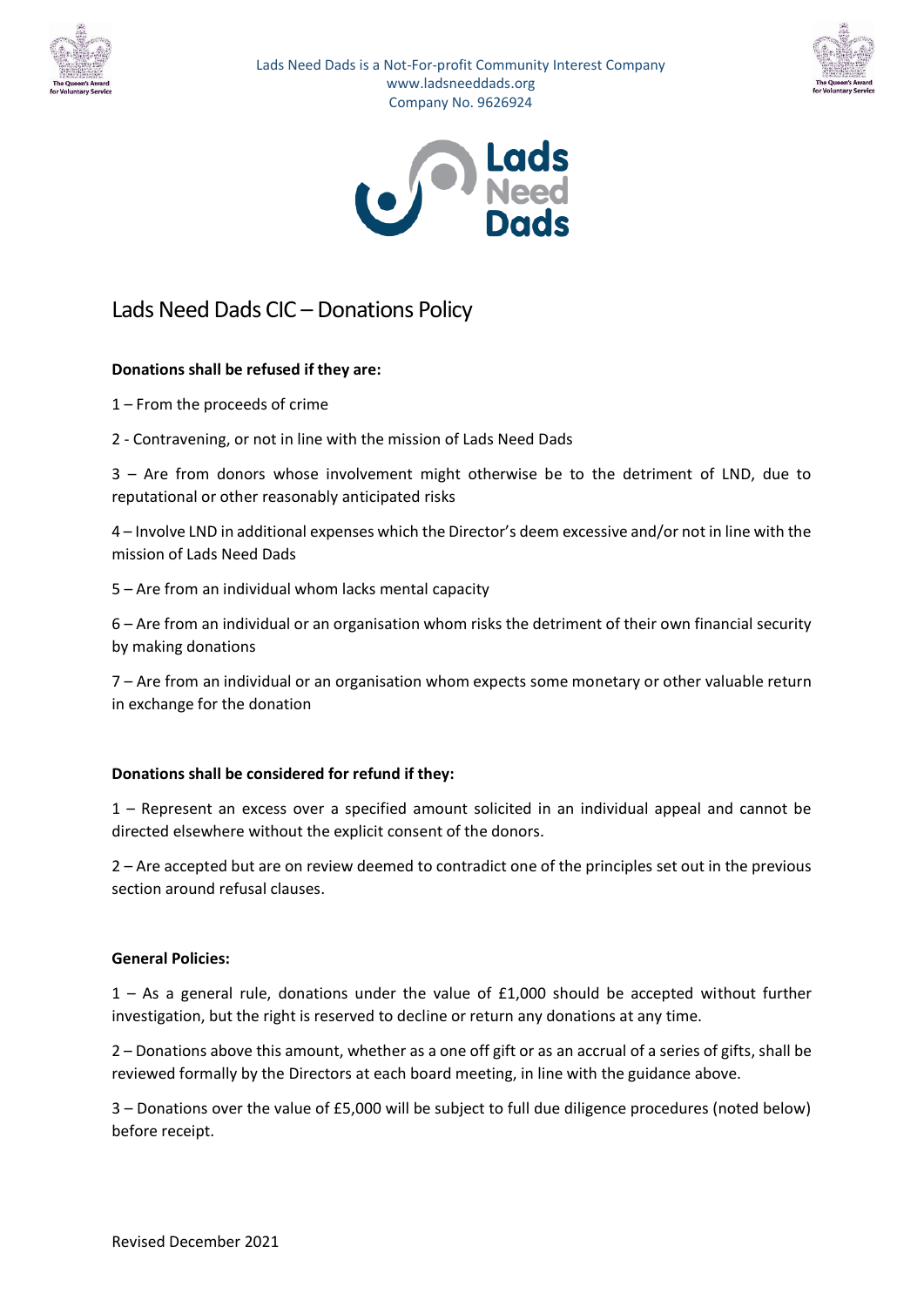Lads Need Dads is a Not-For-profit Community Interest Company
www.ladsneeddads.org
Company No. 9626924

# Lads Need Dads CIC – Donations Policy

**Donations shall be refused if they are:**

1 – From the proceeds of crime

2 - Contravening, or not in line with the mission of Lads Need Dads

3 – Are from donors whose involvement might otherwise be to the detriment of LND, due to reputational or other reasonably anticipated risks

4 – Involve LND in additional expenses which the Director's deem excessive and/or not in line with the mission of Lads Need Dads

5 – Are from an individual whom lacks mental capacity

6 – Are from an individual or an organisation whom risks the detriment of their own financial security by making donations

7 – Are from an individual or an organisation whom expects some monetary or other valuable return in exchange for the donation

**Donations shall be considered for refund if they:**

1 – Represent an excess over a specified amount solicited in an individual appeal and cannot be directed elsewhere without the explicit consent of the donors.

2 – Are accepted but are on review deemed to contradict one of the principles set out in the previous section around refusal clauses.

**General Policies:**

1 – As a general rule, donations under the value of £1,000 should be accepted without further investigation, but the right is reserved to decline or return any donations at any time.

2 – Donations above this amount, whether as a one off gift or as an accrual of a series of gifts, shall be reviewed formally by the Directors at each board meeting, in line with the guidance above.

3 – Donations over the value of £5,000 will be subject to full due diligence procedures (noted below) before receipt.

Revised December 2021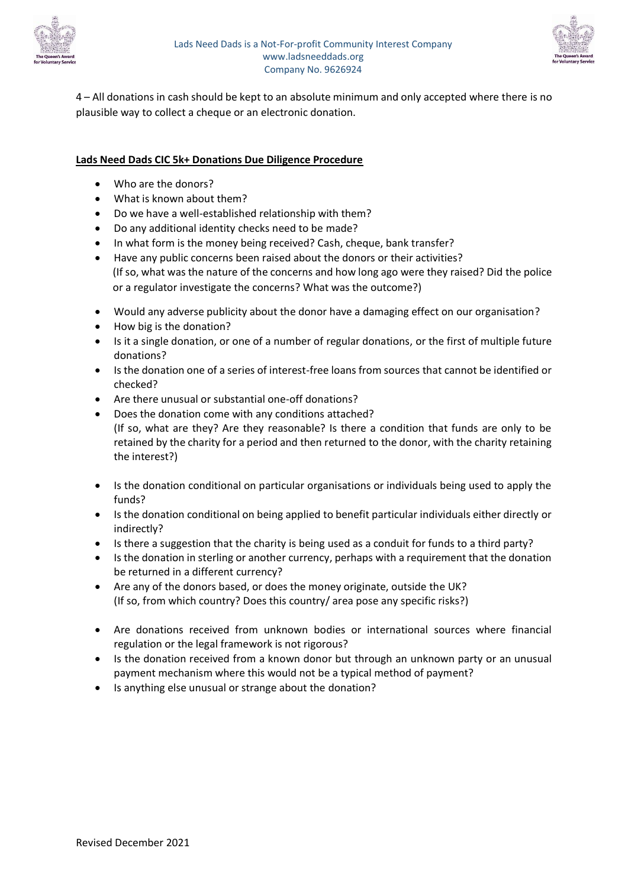4 – All donations in cash should be kept to an absolute minimum and only accepted where there is no plausible way to collect a cheque or an electronic donation.

**Lads Need Dads CIC 5k+ Donations Due Diligence Procedure**

- Who are the donors?
- What is known about them?
- Do we have a well-established relationship with them?
- Do any additional identity checks need to be made?
- In what form is the money being received? Cash, cheque, bank transfer?
- Have any public concerns been raised about the donors or their activities?
  (If so, what was the nature of the concerns and how long ago were they raised? Did the police or a regulator investigate the concerns? What was the outcome?)
- Would any adverse publicity about the donor have a damaging effect on our organisation?
- How big is the donation?
- Is it a single donation, or one of a number of regular donations, or the first of multiple future donations?
- Is the donation one of a series of interest-free loans from sources that cannot be identified or checked?
- Are there unusual or substantial one-off donations?
- Does the donation come with any conditions attached?
  (If so, what are they? Are they reasonable? Is there a condition that funds are only to be retained by the charity for a period and then returned to the donor, with the charity retaining the interest?)
- Is the donation conditional on particular organisations or individuals being used to apply the funds?
- Is the donation conditional on being applied to benefit particular individuals either directly or indirectly?
- Is there a suggestion that the charity is being used as a conduit for funds to a third party?
- Is the donation in sterling or another currency, perhaps with a requirement that the donation be returned in a different currency?
- Are any of the donors based, or does the money originate, outside the UK?
  (If so, from which country? Does this country/ area pose any specific risks?)
- Are donations received from unknown bodies or international sources where financial regulation or the legal framework is not rigorous?
- Is the donation received from a known donor but through an unknown party or an unusual payment mechanism where this would not be a typical method of payment?
- Is anything else unusual or strange about the donation?

Revised December 2021